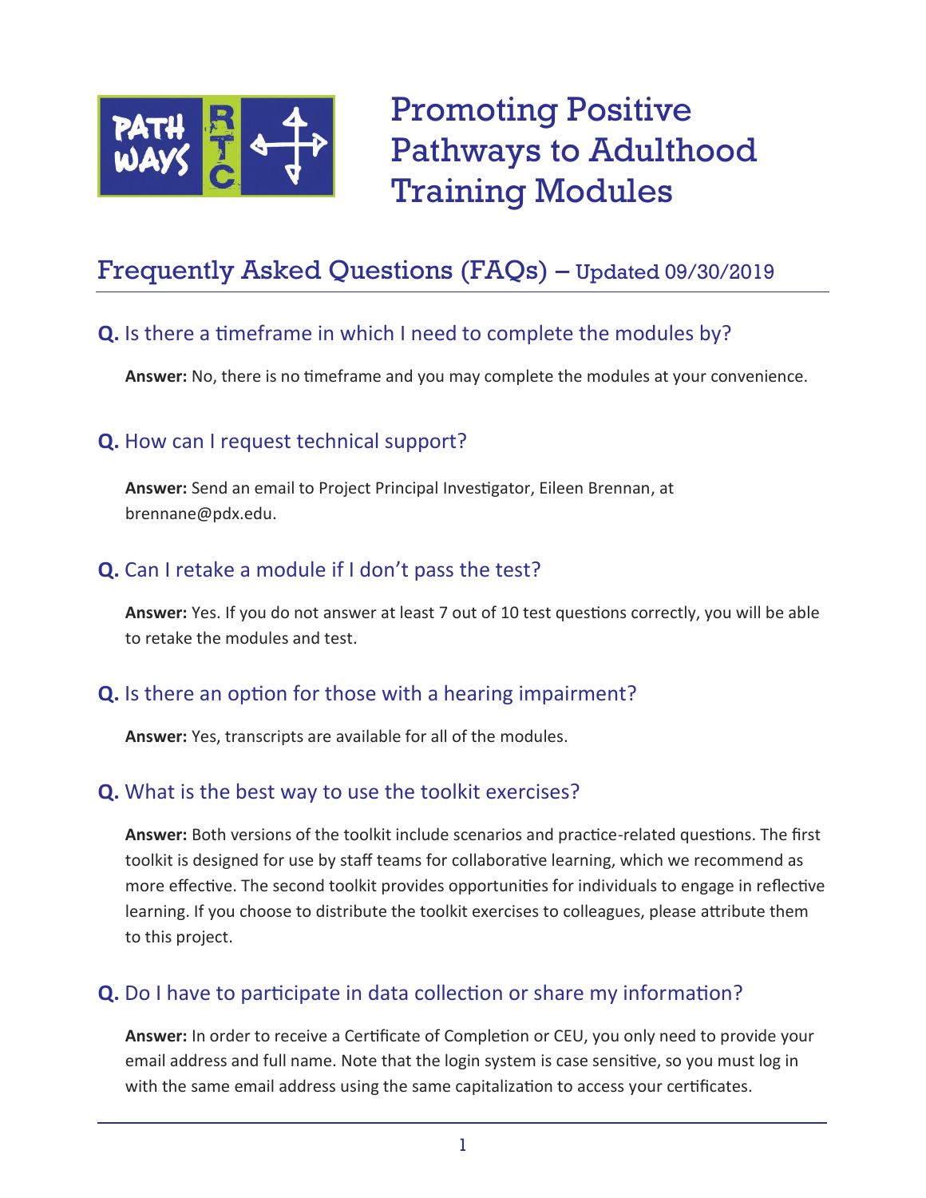# Promoting Positive Pathways to Adulthood Training Modules

## Frequently Asked Questions (FAQs) – Updated 09/30/2019

### **Q.** Is there a timeframe in which I need to complete the modules by?

**Answer:** No, there is no timeframe and you may complete the modules at your convenience.

### **Q.** How can I request technical support?

**Answer:** Send an email to Project Principal Investigator, Eileen Brennan, at brennane@pdx.edu.

### **Q.** Can I retake a module if I don't pass the test?

**Answer:** Yes. If you do not answer at least 7 out of 10 test questions correctly, you will be able to retake the modules and test.

### **Q.** Is there an option for those with a hearing impairment?

**Answer:** Yes, transcripts are available for all of the modules.

### **Q.** What is the best way to use the toolkit exercises?

**Answer:** Both versions of the toolkit include scenarios and practice-related questions. The first toolkit is designed for use by staff teams for collaborative learning, which we recommend as more effective. The second toolkit provides opportunities for individuals to engage in reflective learning. If you choose to distribute the toolkit exercises to colleagues, please attribute them to this project.

### **Q.** Do I have to participate in data collection or share my information?

**Answer:** In order to receive a Certificate of Completion or CEU, you only need to provide your email address and full name. Note that the login system is case sensitive, so you must log in with the same email address using the same capitalization to access your certificates.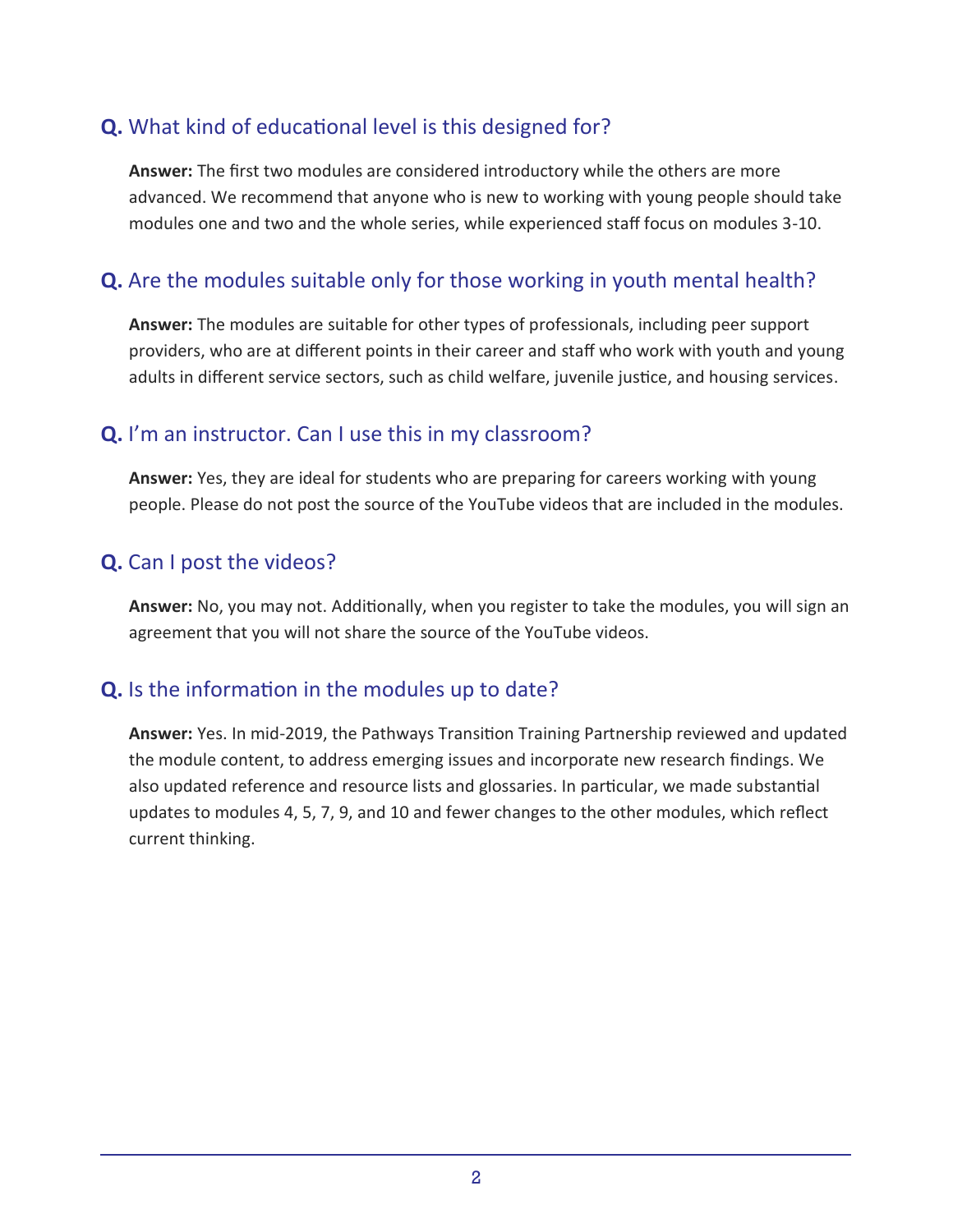## **Q.** What kind of educational level is this designed for?

**Answer:** The first two modules are considered introductory while the others are more advanced. We recommend that anyone who is new to working with young people should take modules one and two and the whole series, while experienced staff focus on modules 3-10.

## **Q.** Are the modules suitable only for those working in youth mental health?

**Answer:** The modules are suitable for other types of professionals, including peer support providers, who are at different points in their career and staff who work with youth and young adults in different service sectors, such as child welfare, juvenile justice, and housing services.

## **Q.** I'm an instructor. Can I use this in my classroom?

**Answer:** Yes, they are ideal for students who are preparing for careers working with young people. Please do not post the source of the YouTube videos that are included in the modules.

## **Q.** Can I post the videos?

**Answer:** No, you may not. Additionally, when you register to take the modules, you will sign an agreement that you will not share the source of the YouTube videos.

## **Q.** Is the information in the modules up to date?

**Answer:** Yes. In mid-2019, the Pathways Transition Training Partnership reviewed and updated the module content, to address emerging issues and incorporate new research findings. We also updated reference and resource lists and glossaries. In particular, we made substantial updates to modules 4, 5, 7, 9, and 10 and fewer changes to the other modules, which reflect current thinking.